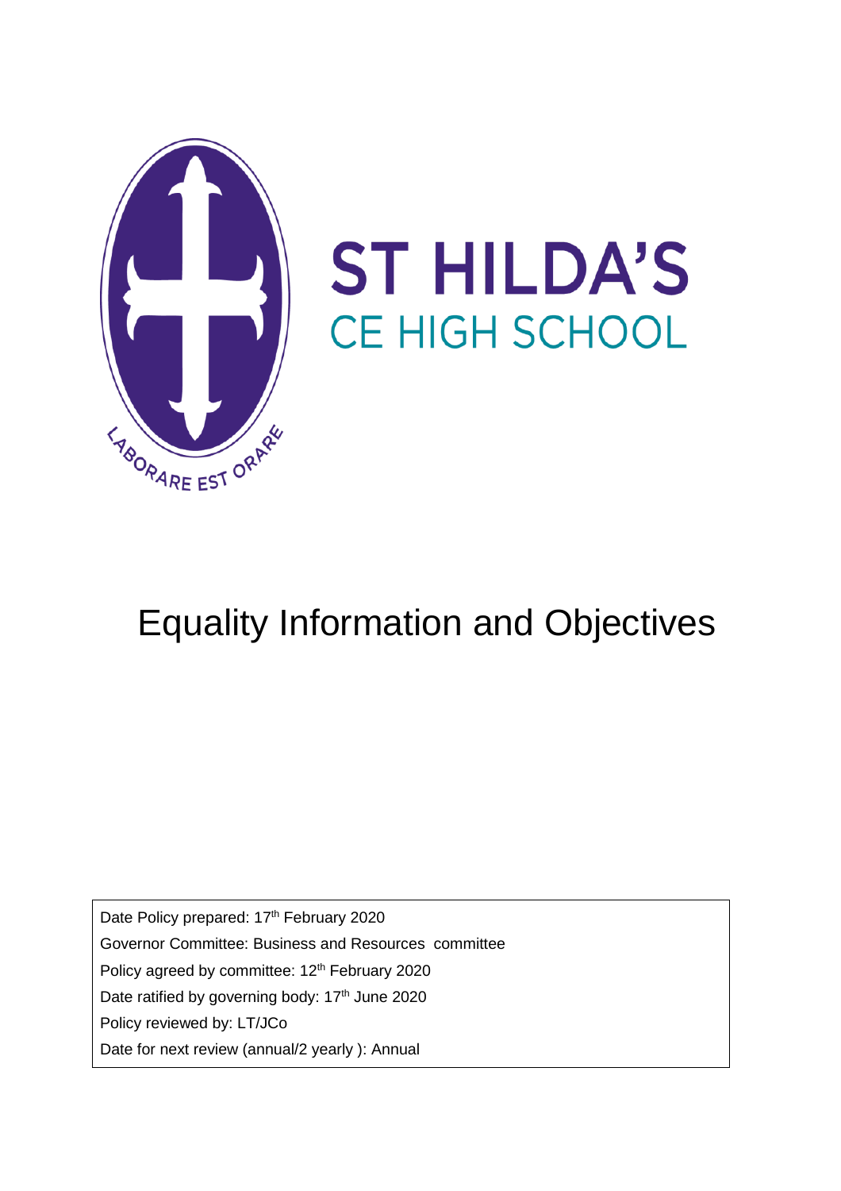ST HILDA'S

CE HIGH SCHOOL

LABORARE EST ORARE

# Equality Information and Objectives

Date Policy prepared: 17th February 2020

Governor Committee: Business and Resources committee

Policy agreed by committee: 12th February 2020

Date ratified by governing body: 17th June 2020

Policy reviewed by: LT/JCo

Date for next review (annual/2 yearly ): Annual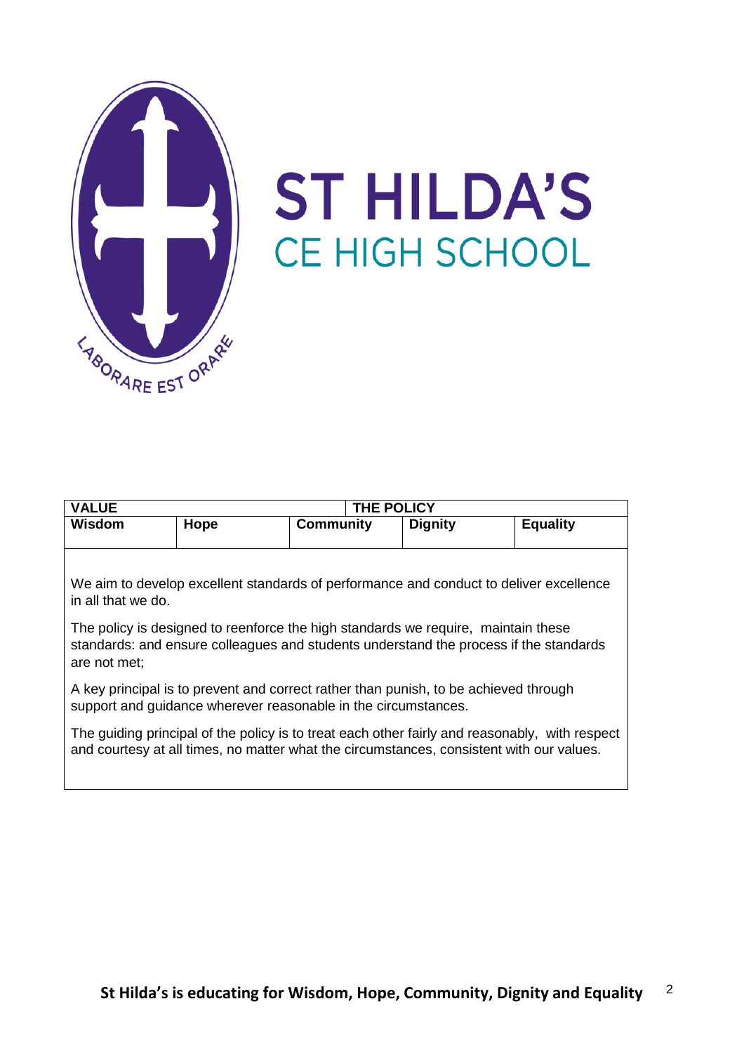# ST HILDA'S
## CE HIGH SCHOOL

LABORARE EST ORARE

| VALUE | | THE POLICY | | |
|---|---|---|---|---|
| **Wisdom** | **Hope** | **Community** | **Dignity** | **Equality** |

We aim to develop excellent standards of performance and conduct to deliver excellence in all that we do.

The policy is designed to reenforce the high standards we require, maintain these standards: and ensure colleagues and students understand the process if the standards are not met;

A key principal is to prevent and correct rather than punish, to be achieved through support and guidance wherever reasonable in the circumstances.

The guiding principal of the policy is to treat each other fairly and reasonably, with respect and courtesy at all times, no matter what the circumstances, consistent with our values.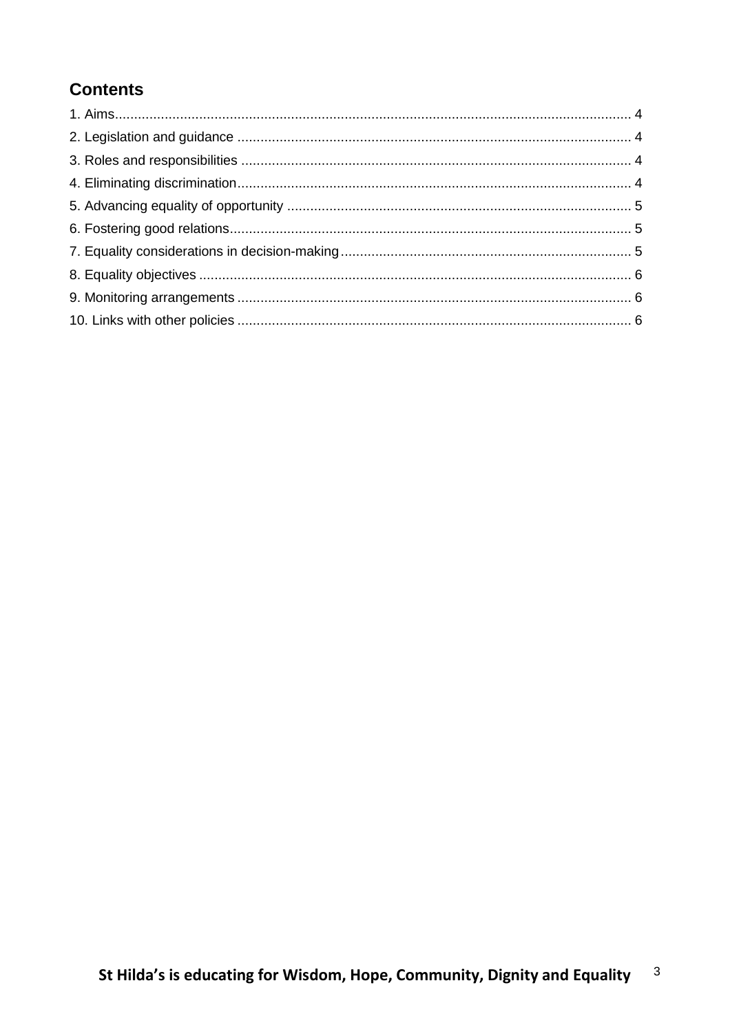## Contents

1. Aims .......... 4
2. Legislation and guidance .......... 4
3. Roles and responsibilities .......... 4
4. Eliminating discrimination .......... 4
5. Advancing equality of opportunity .......... 5
6. Fostering good relations .......... 5
7. Equality considerations in decision-making .......... 5
8. Equality objectives .......... 6
9. Monitoring arrangements .......... 6
10. Links with other policies .......... 6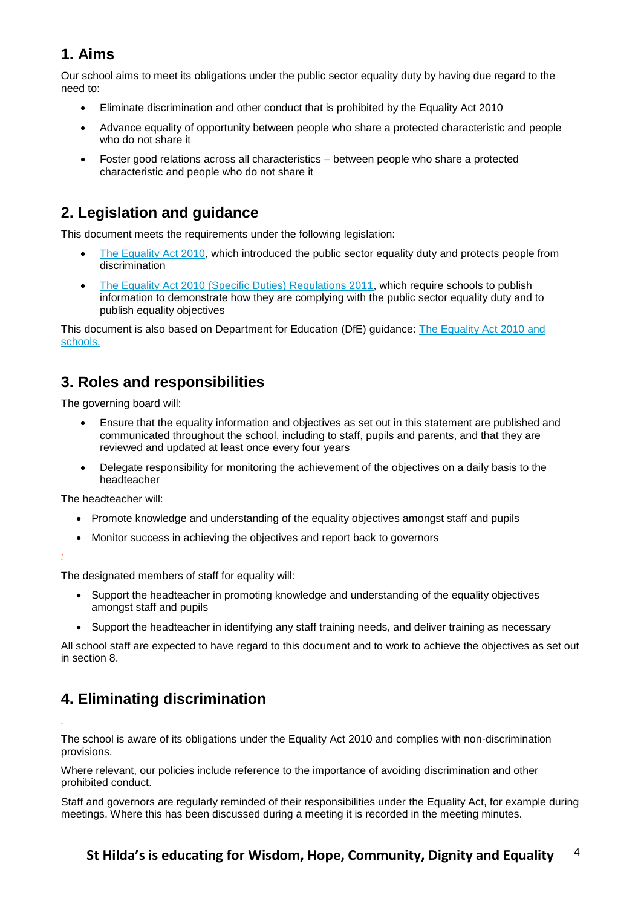## 1. Aims

Our school aims to meet its obligations under the public sector equality duty by having due regard to the need to:

- Eliminate discrimination and other conduct that is prohibited by the Equality Act 2010
- Advance equality of opportunity between people who share a protected characteristic and people who do not share it
- Foster good relations across all characteristics – between people who share a protected characteristic and people who do not share it

## 2. Legislation and guidance

This document meets the requirements under the following legislation:

- [The Equality Act 2010](), which introduced the public sector equality duty and protects people from discrimination
- [The Equality Act 2010 (Specific Duties) Regulations 2011](), which require schools to publish information to demonstrate how they are complying with the public sector equality duty and to publish equality objectives

This document is also based on Department for Education (DfE) guidance: [The Equality Act 2010 and schools.]()

## 3. Roles and responsibilities

The governing board will:

- Ensure that the equality information and objectives as set out in this statement are published and communicated throughout the school, including to staff, pupils and parents, and that they are reviewed and updated at least once every four years
- Delegate responsibility for monitoring the achievement of the objectives on a daily basis to the headteacher

The headteacher will:

- Promote knowledge and understanding of the equality objectives amongst staff and pupils
- Monitor success in achieving the objectives and report back to governors

The designated members of staff for equality will:

- Support the headteacher in promoting knowledge and understanding of the equality objectives amongst staff and pupils
- Support the headteacher in identifying any staff training needs, and deliver training as necessary

All school staff are expected to have regard to this document and to work to achieve the objectives as set out in section 8.

## 4. Eliminating discrimination

The school is aware of its obligations under the Equality Act 2010 and complies with non-discrimination provisions.

Where relevant, our policies include reference to the importance of avoiding discrimination and other prohibited conduct.

Staff and governors are regularly reminded of their responsibilities under the Equality Act, for example during meetings. Where this has been discussed during a meeting it is recorded in the meeting minutes.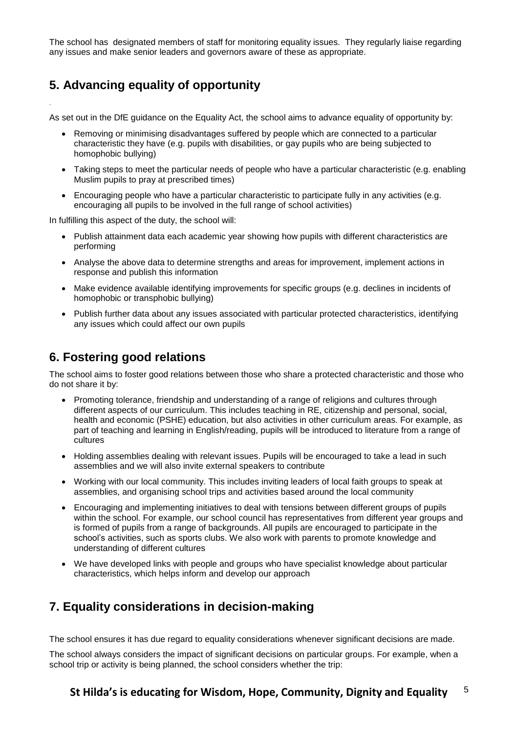The school has designated members of staff for monitoring equality issues. They regularly liaise regarding any issues and make senior leaders and governors aware of these as appropriate.

## 5. Advancing equality of opportunity

As set out in the DfE guidance on the Equality Act, the school aims to advance equality of opportunity by:

- Removing or minimising disadvantages suffered by people which are connected to a particular characteristic they have (e.g. pupils with disabilities, or gay pupils who are being subjected to homophobic bullying)
- Taking steps to meet the particular needs of people who have a particular characteristic (e.g. enabling Muslim pupils to pray at prescribed times)
- Encouraging people who have a particular characteristic to participate fully in any activities (e.g. encouraging all pupils to be involved in the full range of school activities)

In fulfilling this aspect of the duty, the school will:

- Publish attainment data each academic year showing how pupils with different characteristics are performing
- Analyse the above data to determine strengths and areas for improvement, implement actions in response and publish this information
- Make evidence available identifying improvements for specific groups (e.g. declines in incidents of homophobic or transphobic bullying)
- Publish further data about any issues associated with particular protected characteristics, identifying any issues which could affect our own pupils

## 6. Fostering good relations

The school aims to foster good relations between those who share a protected characteristic and those who do not share it by:

- Promoting tolerance, friendship and understanding of a range of religions and cultures through different aspects of our curriculum. This includes teaching in RE, citizenship and personal, social, health and economic (PSHE) education, but also activities in other curriculum areas. For example, as part of teaching and learning in English/reading, pupils will be introduced to literature from a range of cultures
- Holding assemblies dealing with relevant issues. Pupils will be encouraged to take a lead in such assemblies and we will also invite external speakers to contribute
- Working with our local community. This includes inviting leaders of local faith groups to speak at assemblies, and organising school trips and activities based around the local community
- Encouraging and implementing initiatives to deal with tensions between different groups of pupils within the school. For example, our school council has representatives from different year groups and is formed of pupils from a range of backgrounds. All pupils are encouraged to participate in the school's activities, such as sports clubs. We also work with parents to promote knowledge and understanding of different cultures
- We have developed links with people and groups who have specialist knowledge about particular characteristics, which helps inform and develop our approach

## 7. Equality considerations in decision-making

The school ensures it has due regard to equality considerations whenever significant decisions are made.

The school always considers the impact of significant decisions on particular groups. For example, when a school trip or activity is being planned, the school considers whether the trip: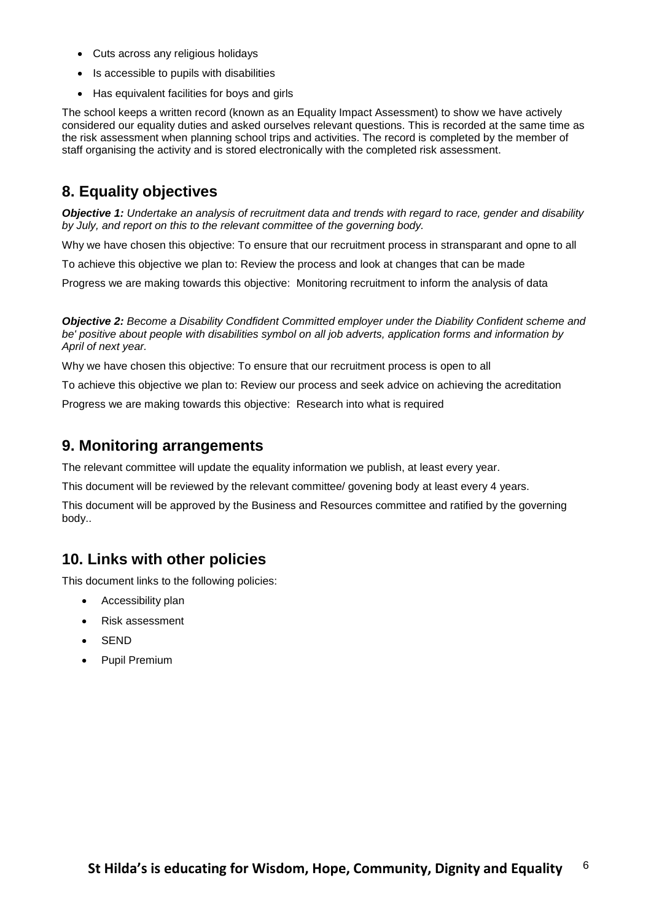- Cuts across any religious holidays
- Is accessible to pupils with disabilities
- Has equivalent facilities for boys and girls

The school keeps a written record (known as an Equality Impact Assessment) to show we have actively considered our equality duties and asked ourselves relevant questions. This is recorded at the same time as the risk assessment when planning school trips and activities. The record is completed by the member of staff organising the activity and is stored electronically with the completed risk assessment.

## 8. Equality objectives

***Objective 1:*** *Undertake an analysis of recruitment data and trends with regard to race, gender and disability by July, and report on this to the relevant committee of the governing body.*

Why we have chosen this objective: To ensure that our recruitment process in stransparant and opne to all

To achieve this objective we plan to: Review the process and look at changes that can be made

Progress we are making towards this objective: Monitoring recruitment to inform the analysis of data

***Objective 2:*** *Become a Disability Condfident Committed employer under the Diability Confident scheme and be' positive about people with disabilities symbol on all job adverts, application forms and information by April of next year.*

Why we have chosen this objective: To ensure that our recruitment process is open to all

To achieve this objective we plan to: Review our process and seek advice on achieving the acreditation

Progress we are making towards this objective: Research into what is required

## 9. Monitoring arrangements

The relevant committee will update the equality information we publish, at least every year.

This document will be reviewed by the relevant committee/ govening body at least every 4 years.

This document will be approved by the Business and Resources committee and ratified by the governing body..

## 10. Links with other policies

This document links to the following policies:

- Accessibility plan
- Risk assessment
- SEND
- Pupil Premium

**St Hilda's is educating for Wisdom, Hope, Community, Dignity and Equality**